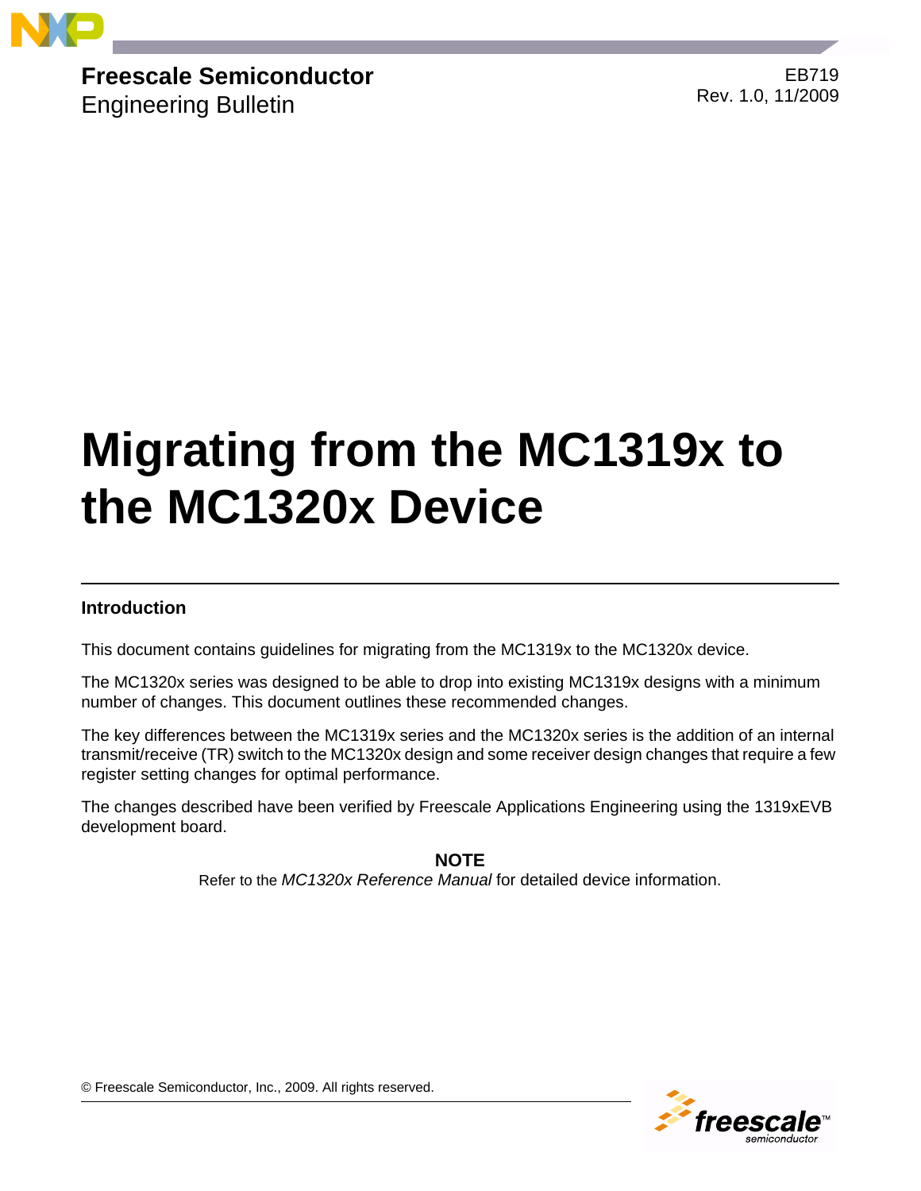**Freescale Semiconductor**
Engineering Bulletin

EB719
Rev. 1.0, 11/2009

# Migrating from the MC1319x to the MC1320x Device

## Introduction

This document contains guidelines for migrating from the MC1319x to the MC1320x device.

The MC1320x series was designed to be able to drop into existing MC1319x designs with a minimum number of changes. This document outlines these recommended changes.

The key differences between the MC1319x series and the MC1320x series is the addition of an internal transmit/receive (TR) switch to the MC1320x design and some receiver design changes that require a few register setting changes for optimal performance.

The changes described have been verified by Freescale Applications Engineering using the 1319xEVB development board.

**NOTE**

Refer to the *MC1320x Reference Manual* for detailed device information.

© Freescale Semiconductor, Inc., 2009. All rights reserved.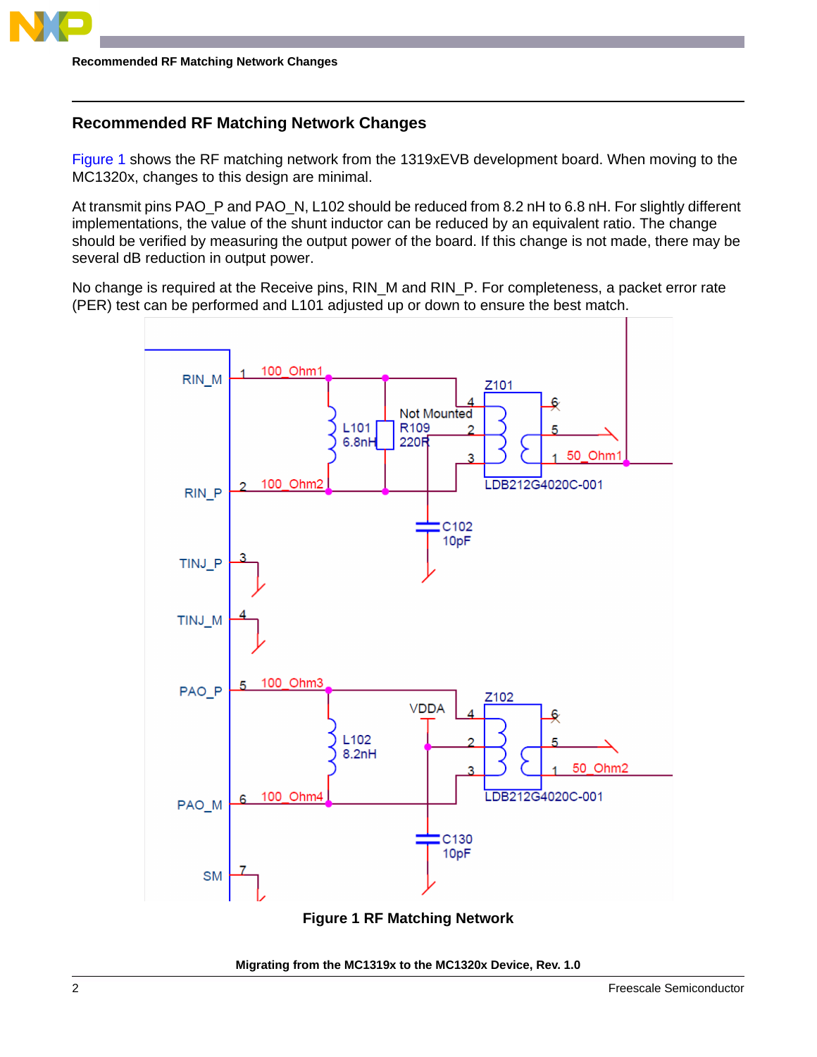## Recommended RF Matching Network Changes

Figure 1 shows the RF matching network from the 1319xEVB development board. When moving to the MC1320x, changes to this design are minimal.

At transmit pins PAO_P and PAO_N, L102 should be reduced from 8.2 nH to 6.8 nH. For slightly different implementations, the value of the shunt inductor can be reduced by an equivalent ratio. The change should be verified by measuring the output power of the board. If this change is not made, there may be several dB reduction in output power.

No change is required at the Receive pins, RIN_M and RIN_P. For completeness, a packet error rate (PER) test can be performed and L101 adjusted up or down to ensure the best match.

**Figure 1 RF Matching Network**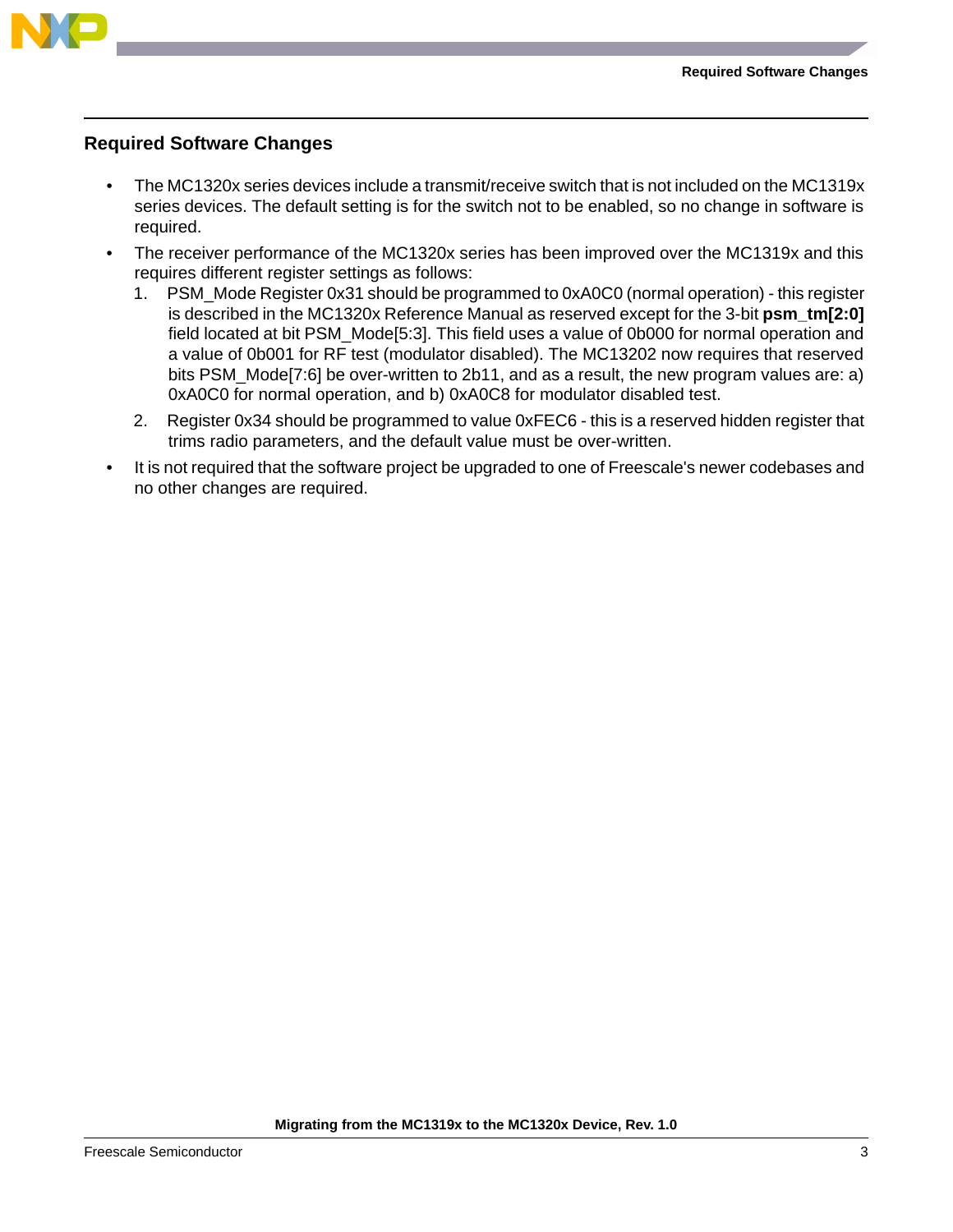## Required Software Changes

- The MC1320x series devices include a transmit/receive switch that is not included on the MC1319x series devices. The default setting is for the switch not to be enabled, so no change in software is required.
- The receiver performance of the MC1320x series has been improved over the MC1319x and this requires different register settings as follows:
  1. PSM_Mode Register 0x31 should be programmed to 0xA0C0 (normal operation) - this register is described in the MC1320x Reference Manual as reserved except for the 3-bit **psm_tm[2:0]** field located at bit PSM_Mode[5:3]. This field uses a value of 0b000 for normal operation and a value of 0b001 for RF test (modulator disabled). The MC13202 now requires that reserved bits PSM_Mode[7:6] be over-written to 2b11, and as a result, the new program values are: a) 0xA0C0 for normal operation, and b) 0xA0C8 for modulator disabled test.
  2. Register 0x34 should be programmed to value 0xFEC6 - this is a reserved hidden register that trims radio parameters, and the default value must be over-written.
- It is not required that the software project be upgraded to one of Freescale's newer codebases and no other changes are required.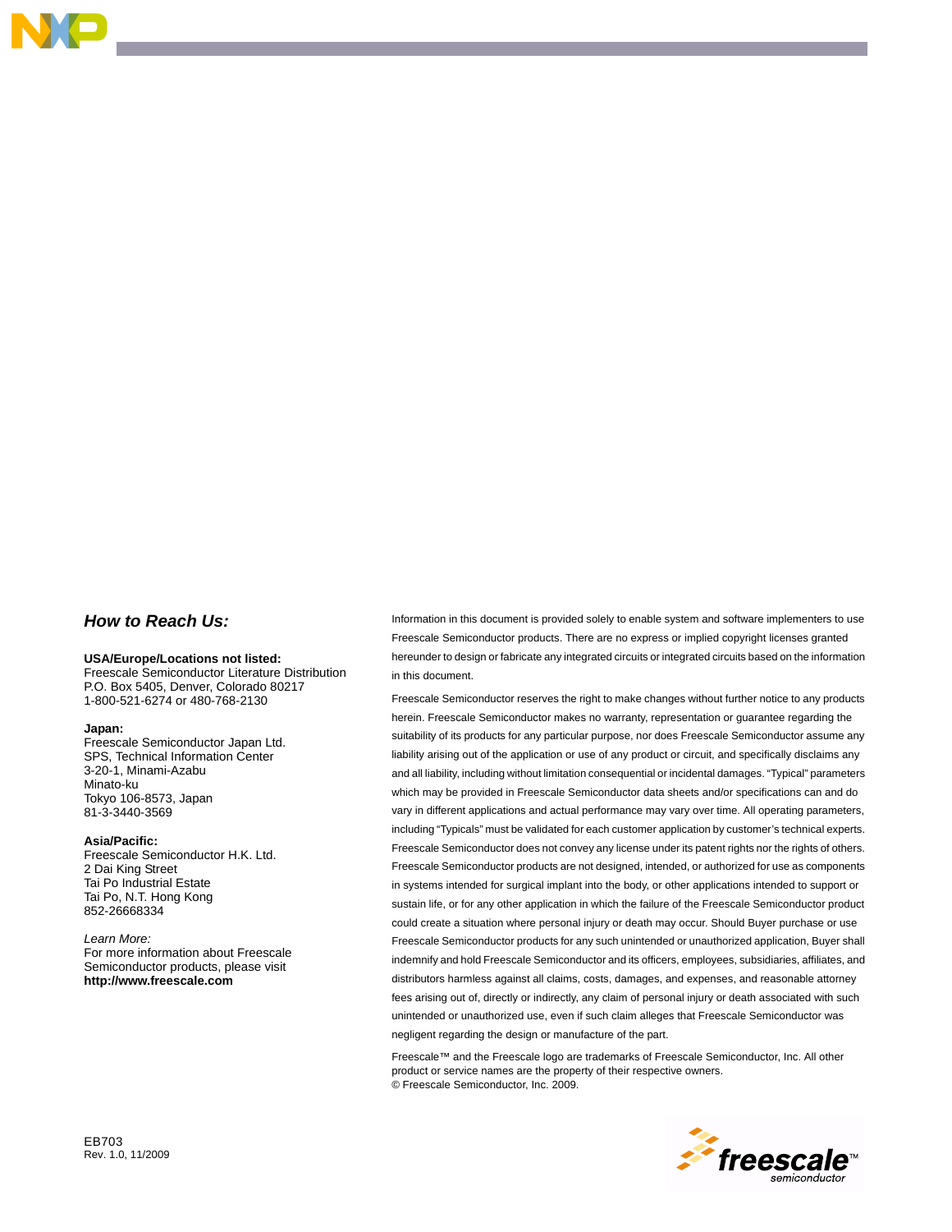## How to Reach Us:

**USA/Europe/Locations not listed:**
Freescale Semiconductor Literature Distribution
P.O. Box 5405, Denver, Colorado 80217
1-800-521-6274 or 480-768-2130

**Japan:**
Freescale Semiconductor Japan Ltd.
SPS, Technical Information Center
3-20-1, Minami-Azabu
Minato-ku
Tokyo 106-8573, Japan
81-3-3440-3569

**Asia/Pacific:**
Freescale Semiconductor H.K. Ltd.
2 Dai King Street
Tai Po Industrial Estate
Tai Po, N.T. Hong Kong
852-26668334

*Learn More:*
For more information about Freescale Semiconductor products, please visit
**http://www.freescale.com**

Information in this document is provided solely to enable system and software implementers to use Freescale Semiconductor products. There are no express or implied copyright licenses granted hereunder to design or fabricate any integrated circuits or integrated circuits based on the information in this document.

Freescale Semiconductor reserves the right to make changes without further notice to any products herein. Freescale Semiconductor makes no warranty, representation or guarantee regarding the suitability of its products for any particular purpose, nor does Freescale Semiconductor assume any liability arising out of the application or use of any product or circuit, and specifically disclaims any and all liability, including without limitation consequential or incidental damages. "Typical" parameters which may be provided in Freescale Semiconductor data sheets and/or specifications can and do vary in different applications and actual performance may vary over time. All operating parameters, including "Typicals" must be validated for each customer application by customer's technical experts. Freescale Semiconductor does not convey any license under its patent rights nor the rights of others. Freescale Semiconductor products are not designed, intended, or authorized for use as components in systems intended for surgical implant into the body, or other applications intended to support or sustain life, or for any other application in which the failure of the Freescale Semiconductor product could create a situation where personal injury or death may occur. Should Buyer purchase or use Freescale Semiconductor products for any such unintended or unauthorized application, Buyer shall indemnify and hold Freescale Semiconductor and its officers, employees, subsidiaries, affiliates, and distributors harmless against all claims, costs, damages, and expenses, and reasonable attorney fees arising out of, directly or indirectly, any claim of personal injury or death associated with such unintended or unauthorized use, even if such claim alleges that Freescale Semiconductor was negligent regarding the design or manufacture of the part.

Freescale™ and the Freescale logo are trademarks of Freescale Semiconductor, Inc. All other product or service names are the property of their respective owners.
© Freescale Semiconductor, Inc. 2009.

EB703
Rev. 1.0, 11/2009